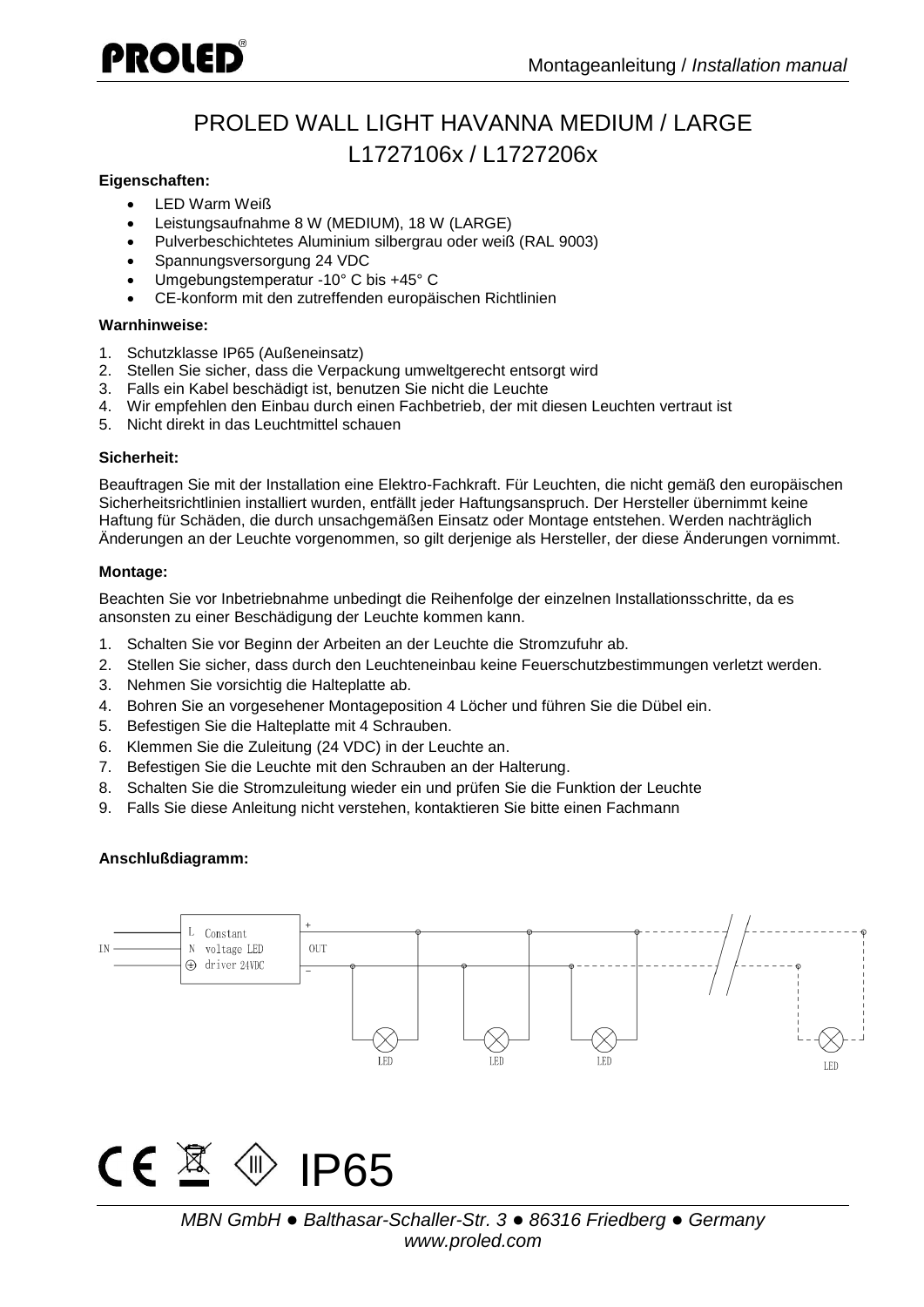# PROLED WALL LIGHT HAVANNA MEDIUM / LARGE
# L1727106x / L1727206x

**Eigenschaften:**

- LED Warm Weiß
- Leistungsaufnahme 8 W (MEDIUM), 18 W (LARGE)
- Pulverbeschichtetes Aluminium silbergrau oder weiß (RAL 9003)
- Spannungsversorgung 24 VDC
- Umgebungstemperatur -10° C bis +45° C
- CE-konform mit den zutreffenden europäischen Richtlinien

**Warnhinweise:**

1. Schutzklasse IP65 (Außeneinsatz)
2. Stellen Sie sicher, dass die Verpackung umweltgerecht entsorgt wird
3. Falls ein Kabel beschädigt ist, benutzen Sie nicht die Leuchte
4. Wir empfehlen den Einbau durch einen Fachbetrieb, der mit diesen Leuchten vertraut ist
5. Nicht direkt in das Leuchtmittel schauen

**Sicherheit:**

Beauftragen Sie mit der Installation eine Elektro-Fachkraft. Für Leuchten, die nicht gemäß den europäischen Sicherheitsrichtlinien installiert wurden, entfällt jeder Haftungsanspruch. Der Hersteller übernimmt keine Haftung für Schäden, die durch unsachgemäßen Einsatz oder Montage entstehen. Werden nachträglich Änderungen an der Leuchte vorgenommen, so gilt derjenige als Hersteller, der diese Änderungen vornimmt.

**Montage:**

Beachten Sie vor Inbetriebnahme unbedingt die Reihenfolge der einzelnen Installationsschritte, da es ansonsten zu einer Beschädigung der Leuchte kommen kann.

1. Schalten Sie vor Beginn der Arbeiten an der Leuchte die Stromzufuhr ab.
2. Stellen Sie sicher, dass durch den Leuchteneinbau keine Feuerschutzbestimmungen verletzt werden.
3. Nehmen Sie vorsichtig die Halteplatte ab.
4. Bohren Sie an vorgesehener Montageposition 4 Löcher und führen Sie die Dübel ein.
5. Befestigen Sie die Halteplatte mit 4 Schrauben.
6. Klemmen Sie die Zuleitung (24 VDC) in der Leuchte an.
7. Befestigen Sie die Leuchte mit den Schrauben an der Halterung.
8. Schalten Sie die Stromzuleitung wieder ein und prüfen Sie die Funktion der Leuchte
9. Falls Sie diese Anleitung nicht verstehen, kontaktieren Sie bitte einen Fachmann

**Anschlußdiagramm:**

IN — L / N / ⊕ — Constant voltage LED driver 24VDC — OUT + / − — LED — LED — LED — LED

IP65

*MBN GmbH ● Balthasar-Schaller-Str. 3 ● 86316 Friedberg ● Germany*
*www.proled.com*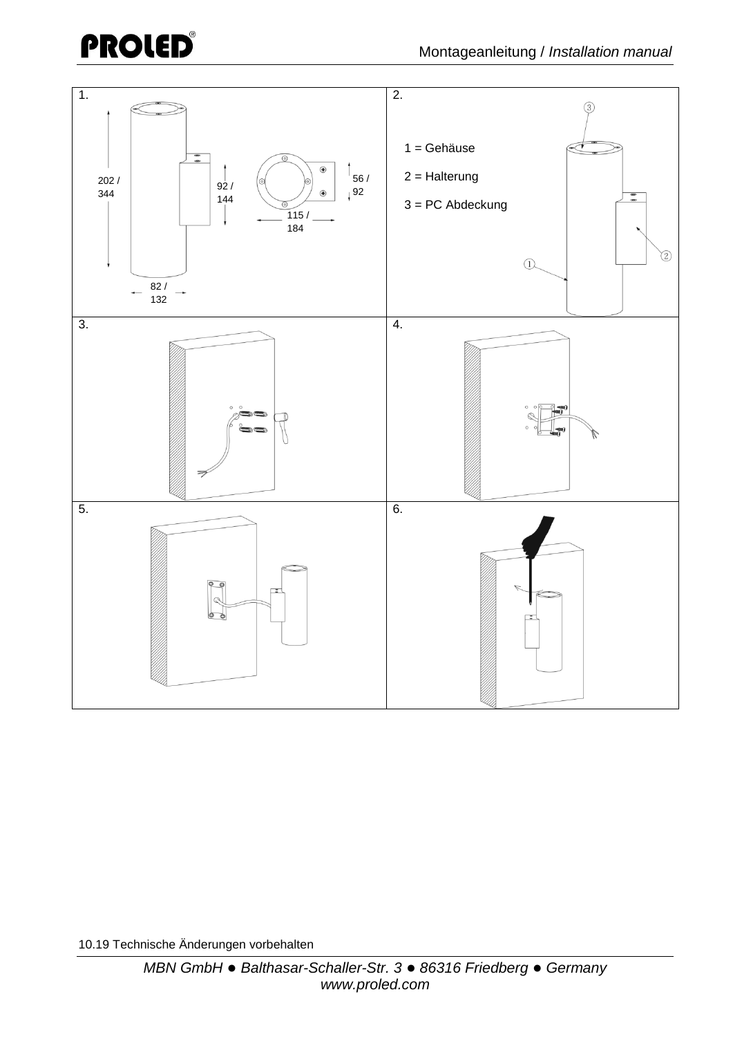1.

202 / 344

92 / 144

56 / 92

115 / 184

82 / 132

2.

1 = Gehäuse

2 = Halterung

3 = PC Abdeckung

3.

4.

5.

6.

10.19 Technische Änderungen vorbehalten

*MBN GmbH ● Balthasar-Schaller-Str. 3 ● 86316 Friedberg ● Germany*
*www.proled.com*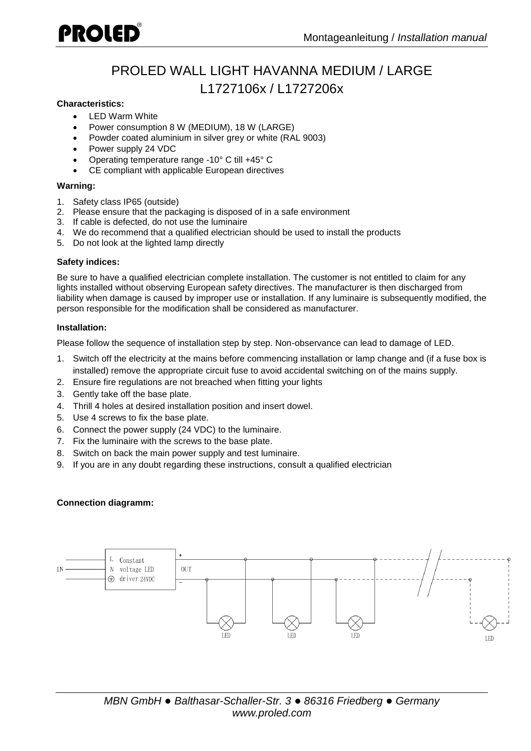# PROLED WALL LIGHT HAVANNA MEDIUM / LARGE
# L1727106x / L1727206x

**Characteristics:**

- LED Warm White
- Power consumption 8 W (MEDIUM), 18 W (LARGE)
- Powder coated aluminium in silver grey or white (RAL 9003)
- Power supply 24 VDC
- Operating temperature range -10° C till +45° C
- CE compliant with applicable European directives

**Warning:**

1. Safety class IP65 (outside)
2. Please ensure that the packaging is disposed of in a safe environment
3. If cable is defected, do not use the luminaire
4. We do recommend that a qualified electrician should be used to install the products
5. Do not look at the lighted lamp directly

**Safety indices:**

Be sure to have a qualified electrician complete installation. The customer is not entitled to claim for any lights installed without observing European safety directives. The manufacturer is then discharged from liability when damage is caused by improper use or installation. If any luminaire is subsequently modified, the person responsible for the modification shall be considered as manufacturer.

**Installation:**

Please follow the sequence of installation step by step. Non-observance can lead to damage of LED.

1. Switch off the electricity at the mains before commencing installation or lamp change and (if a fuse box is installed) remove the appropriate circuit fuse to avoid accidental switching on of the mains supply.
2. Ensure fire regulations are not breached when fitting your lights
3. Gently take off the base plate.
4. Thrill 4 holes at desired installation position and insert dowel.
5. Use 4 screws to fix the base plate.
6. Connect the power supply (24 VDC) to the luminaire.
7. Fix the luminaire with the screws to the base plate.
8. Switch on back the main power supply and test luminaire.
9. If you are in any doubt regarding these instructions, consult a qualified electrician

**Connection diagramm:**

IN — L / N / ⏚ — Constant voltage LED driver 24VDC — OUT + / –

LED LED LED LED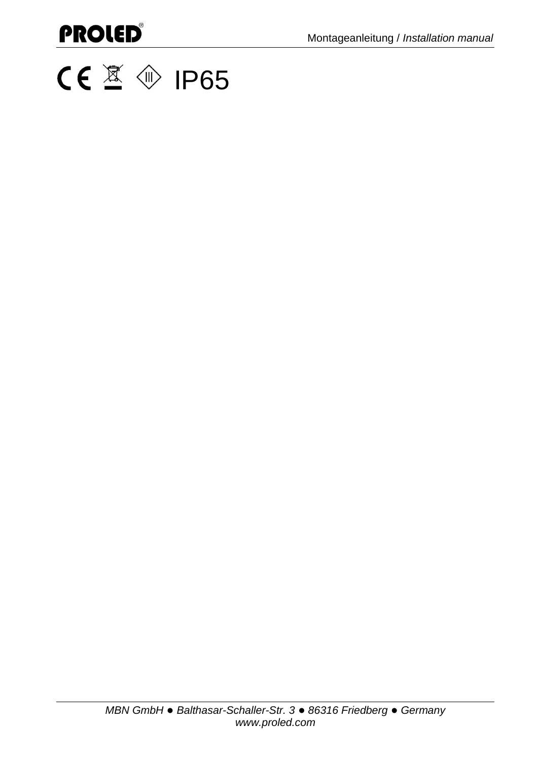CE IP65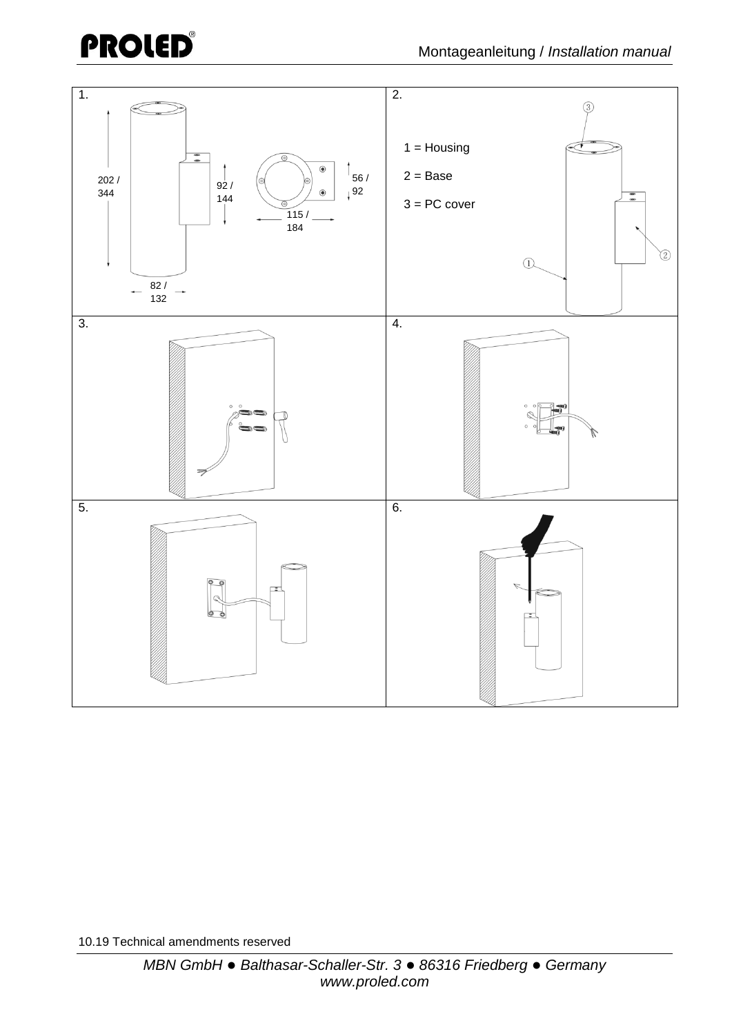1.

202 / 344

92 / 144

56 / 92

115 / 184

82 / 132

2.

1 = Housing

2 = Base

3 = PC cover

3.

4.

5.

6.

10.19 Technical amendments reserved

*MBN GmbH ● Balthasar-Schaller-Str. 3 ● 86316 Friedberg ● Germany*
*www.proled.com*